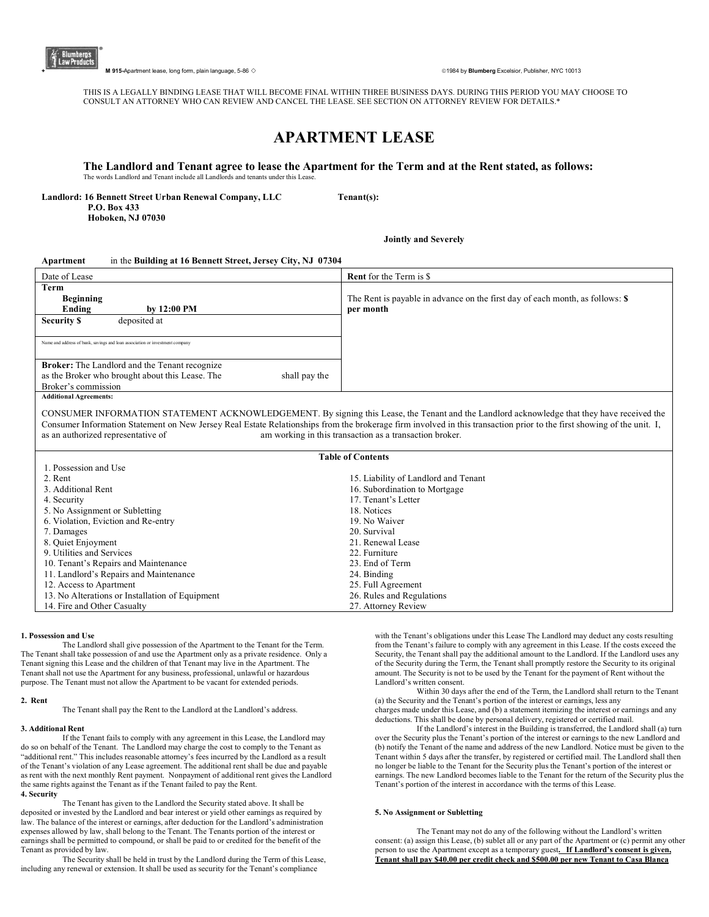M 915-Apartment lease, long form, plain language, 5-86 ◇ ©1984 by **Blumberg** Excelsior, Publisher, NYC 10013

THIS IS A LEGALLY BINDING LEASE THAT WILL BECOME FINAL WITHIN THREE BUSINESS DAYS. DURING THIS PERIOD YOU MAY CHOOSE TO CONSULT AN ATTORNEY WHO CAN REVIEW AND CANCEL THE LEASE. SEE SECTION ON ATTORNEY REVIEW FOR DETAILS.*

# APARTMENT LEASE

## The Landlord and Tenant agree to lease the Apartment for the Term and at the Rent stated, as follows:

The words Landlord and Tenant include all Landlords and tenants under this Lease.

**Landlord: 16 Bennett Street Urban Renewal Company, LLC**
**P.O. Box 433**
**Hoboken, NJ 07030**

**Tenant(s):**

**Jointly and Severely**

**Apartment** in the **Building at 16 Bennett Street, Jersey City, NJ 07304**

| Date of Lease | **Rent** for the Term is $ |
|---|---|
| **Term** **Beginning** **Ending** **by 12:00 PM** | The Rent is payable in advance on the first day of each month, as follows: **$ per month** |
| **Security $** deposited at | |
| Name and address of bank, savings and loan association or investment company | |
| **Broker:** The Landlord and the Tenant recognize as the Broker who brought about this Lease. The shall pay the Broker's commission | |

**Additional Agreements:**

CONSUMER INFORMATION STATEMENT ACKNOWLEDGEMENT. By signing this Lease, the Tenant and the Landlord acknowledge that they have received the Consumer Information Statement on New Jersey Real Estate Relationships from the brokerage firm involved in this transaction prior to the first showing of the unit. I, as an authorized representative of am working in this transaction as a transaction broker.

**Table of Contents**

| | |
|---|---|
| 1. Possession and Use | 15. Liability of Landlord and Tenant |
| 2. Rent | 16. Subordination to Mortgage |
| 3. Additional Rent | 17. Tenant's Letter |
| 4. Security | 18. Notices |
| 5. No Assignment or Subletting | 19. No Waiver |
| 6. Violation, Eviction and Re-entry | 20. Survival |
| 7. Damages | 21. Renewal Lease |
| 8. Quiet Enjoyment | 22. Furniture |
| 9. Utilities and Services | 23. End of Term |
| 10. Tenant's Repairs and Maintenance | 24. Binding |
| 11. Landlord's Repairs and Maintenance | 25. Full Agreement |
| 12. Access to Apartment | 26. Rules and Regulations |
| 13. No Alterations or Installation of Equipment | 27. Attorney Review |
| 14. Fire and Other Casualty | |

**1. Possession and Use**

The Landlord shall give possession of the Apartment to the Tenant for the Term. The Tenant shall take possession of and use the Apartment only as a private residence. Only a Tenant signing this Lease and the children of that Tenant may live in the Apartment. The Tenant shall not use the Apartment for any business, professional, unlawful or hazardous purpose. The Tenant must not allow the Apartment to be vacant for extended periods.

**2. Rent**

The Tenant shall pay the Rent to the Landlord at the Landlord's address.

**3. Additional Rent**

If the Tenant fails to comply with any agreement in this Lease, the Landlord may do so on behalf of the Tenant. The Landlord may charge the cost to comply to the Tenant as "additional rent." This includes reasonable attorney's fees incurred by the Landlord as a result of the Tenant's violation of any Lease agreement. The additional rent shall be due and payable as rent with the next monthly Rent payment. Nonpayment of additional rent gives the Landlord the same rights against the Tenant as if the Tenant failed to pay the Rent.

**4. Security**

The Tenant has given to the Landlord the Security stated above. It shall be deposited or invested by the Landlord and bear interest or yield other earnings as required by law. The balance of the interest or earnings, after deduction for the Landlord's administration expenses allowed by law, shall belong to the Tenant. The Tenants portion of the interest or earnings shall be permitted to compound, or shall be paid to or credited for the benefit of the Tenant as provided by law.

The Security shall be held in trust by the Landlord during the Term of this Lease, including any renewal or extension. It shall be used as security for the Tenant's compliance with the Tenant's obligations under this Lease The Landlord may deduct any costs resulting from the Tenant's failure to comply with any agreement in this Lease. If the costs exceed the Security, the Tenant shall pay the additional amount to the Landlord. If the Landlord uses any of the Security during the Term, the Tenant shall promptly restore the Security to its original amount. The Security is not to be used by the Tenant for the payment of Rent without the Landlord's written consent.

Within 30 days after the end of the Term, the Landlord shall return to the Tenant (a) the Security and the Tenant's portion of the interest or earnings, less any charges made under this Lease, and (b) a statement itemizing the interest or earnings and any deductions. This shall be done by personal delivery, registered or certified mail.

If the Landlord's interest in the Building is transferred, the Landlord shall (a) turn over the Security plus the Tenant's portion of the interest or earnings to the new Landlord and (b) notify the Tenant of the name and address of the new Landlord. Notice must be given to the Tenant within 5 days after the transfer, by registered or certified mail. The Landlord shall then no longer be liable to the Tenant for the Security plus the Tenant's portion of the interest or earnings. The new Landlord becomes liable to the Tenant for the return of the Security plus the Tenant's portion of the interest in accordance with the terms of this Lease.

**5. No Assignment or Subletting**

The Tenant may not do any of the following without the Landlord's written consent: (a) assign this Lease, (b) sublet all or any part of the Apartment or (c) permit any other person to use the Apartment except as a temporary guest**. If Landlord's consent is given, Tenant shall pay $40.00 per credit check and $500.00 per new Tenant to Casa Blanca**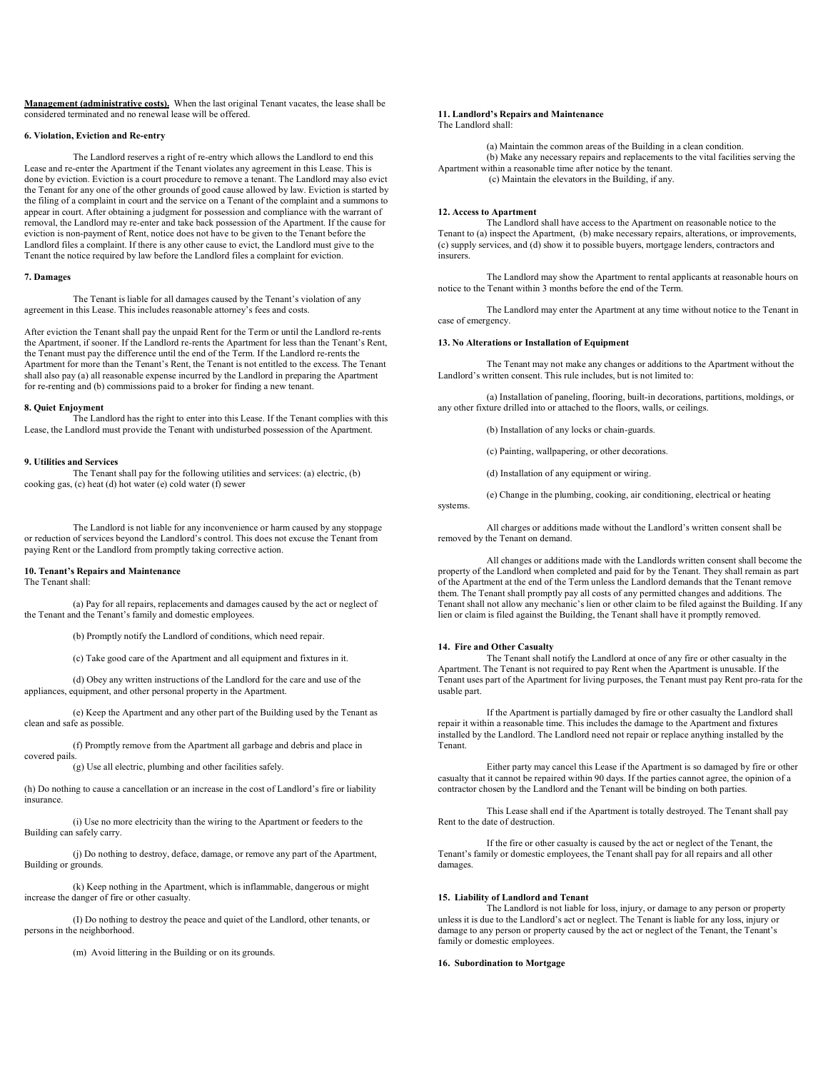**Management (administrative costs).** When the last original Tenant vacates, the lease shall be considered terminated and no renewal lease will be offered.

**6. Violation, Eviction and Re-entry**

The Landlord reserves a right of re-entry which allows the Landlord to end this Lease and re-enter the Apartment if the Tenant violates any agreement in this Lease. This is done by eviction. Eviction is a court procedure to remove a tenant. The Landlord may also evict the Tenant for any one of the other grounds of good cause allowed by law. Eviction is started by the filing of a complaint in court and the service on a Tenant of the complaint and a summons to appear in court. After obtaining a judgment for possession and compliance with the warrant of removal, the Landlord may re-enter and take back possession of the Apartment. If the cause for eviction is non-payment of Rent, notice does not have to be given to the Tenant before the Landlord files a complaint. If there is any other cause to evict, the Landlord must give to the Tenant the notice required by law before the Landlord files a complaint for eviction.

**7. Damages**

The Tenant is liable for all damages caused by the Tenant's violation of any agreement in this Lease. This includes reasonable attorney's fees and costs.

After eviction the Tenant shall pay the unpaid Rent for the Term or until the Landlord re-rents the Apartment, if sooner. If the Landlord re-rents the Apartment for less than the Tenant's Rent, the Tenant must pay the difference until the end of the Term. If the Landlord re-rents the Apartment for more than the Tenant's Rent, the Tenant is not entitled to the excess. The Tenant shall also pay (a) all reasonable expense incurred by the Landlord in preparing the Apartment for re-renting and (b) commissions paid to a broker for finding a new tenant.

**8. Quiet Enjoyment**

The Landlord has the right to enter into this Lease. If the Tenant complies with this Lease, the Landlord must provide the Tenant with undisturbed possession of the Apartment.

**9. Utilities and Services**

The Tenant shall pay for the following utilities and services: (a) electric, (b) cooking gas, (c) heat (d) hot water (e) cold water (f) sewer

The Landlord is not liable for any inconvenience or harm caused by any stoppage or reduction of services beyond the Landlord's control. This does not excuse the Tenant from paying Rent or the Landlord from promptly taking corrective action.

**10. Tenant's Repairs and Maintenance**

The Tenant shall:

(a) Pay for all repairs, replacements and damages caused by the act or neglect of the Tenant and the Tenant's family and domestic employees.

(b) Promptly notify the Landlord of conditions, which need repair.

(c) Take good care of the Apartment and all equipment and fixtures in it.

(d) Obey any written instructions of the Landlord for the care and use of the appliances, equipment, and other personal property in the Apartment.

(e) Keep the Apartment and any other part of the Building used by the Tenant as clean and safe as possible.

(f) Promptly remove from the Apartment all garbage and debris and place in covered pails.

(g) Use all electric, plumbing and other facilities safely.

(h) Do nothing to cause a cancellation or an increase in the cost of Landlord's fire or liability insurance.

(i) Use no more electricity than the wiring to the Apartment or feeders to the Building can safely carry.

(j) Do nothing to destroy, deface, damage, or remove any part of the Apartment, Building or grounds.

(k) Keep nothing in the Apartment, which is inflammable, dangerous or might increase the danger of fire or other casualty.

(I) Do nothing to destroy the peace and quiet of the Landlord, other tenants, or persons in the neighborhood.

(m) Avoid littering in the Building or on its grounds.

**11. Landlord's Repairs and Maintenance**

The Landlord shall:

(a) Maintain the common areas of the Building in a clean condition.

(b) Make any necessary repairs and replacements to the vital facilities serving the Apartment within a reasonable time after notice by the tenant.

(c) Maintain the elevators in the Building, if any.

**12. Access to Apartment**

The Landlord shall have access to the Apartment on reasonable notice to the Tenant to (a) inspect the Apartment, (b) make necessary repairs, alterations, or improvements, (c) supply services, and (d) show it to possible buyers, mortgage lenders, contractors and insurers.

The Landlord may show the Apartment to rental applicants at reasonable hours on notice to the Tenant within 3 months before the end of the Term.

The Landlord may enter the Apartment at any time without notice to the Tenant in case of emergency.

**13. No Alterations or Installation of Equipment**

The Tenant may not make any changes or additions to the Apartment without the Landlord's written consent. This rule includes, but is not limited to:

(a) Installation of paneling, flooring, built-in decorations, partitions, moldings, or any other fixture drilled into or attached to the floors, walls, or ceilings.

(b) Installation of any locks or chain-guards.

(c) Painting, wallpapering, or other decorations.

(d) Installation of any equipment or wiring.

(e) Change in the plumbing, cooking, air conditioning, electrical or heating systems.

All charges or additions made without the Landlord's written consent shall be removed by the Tenant on demand.

All changes or additions made with the Landlords written consent shall become the property of the Landlord when completed and paid for by the Tenant. They shall remain as part of the Apartment at the end of the Term unless the Landlord demands that the Tenant remove them. The Tenant shall promptly pay all costs of any permitted changes and additions. The Tenant shall not allow any mechanic's lien or other claim to be filed against the Building. If any lien or claim is filed against the Building, the Tenant shall have it promptly removed.

**14. Fire and Other Casualty**

The Tenant shall notify the Landlord at once of any fire or other casualty in the Apartment. The Tenant is not required to pay Rent when the Apartment is unusable. If the Tenant uses part of the Apartment for living purposes, the Tenant must pay Rent pro-rata for the usable part.

If the Apartment is partially damaged by fire or other casualty the Landlord shall repair it within a reasonable time. This includes the damage to the Apartment and fixtures installed by the Landlord. The Landlord need not repair or replace anything installed by the Tenant.

Either party may cancel this Lease if the Apartment is so damaged by fire or other casualty that it cannot be repaired within 90 days. If the parties cannot agree, the opinion of a contractor chosen by the Landlord and the Tenant will be binding on both parties.

This Lease shall end if the Apartment is totally destroyed. The Tenant shall pay Rent to the date of destruction.

If the fire or other casualty is caused by the act or neglect of the Tenant, the Tenant's family or domestic employees, the Tenant shall pay for all repairs and all other damages.

**15. Liability of Landlord and Tenant**

The Landlord is not liable for loss, injury, or damage to any person or property unless it is due to the Landlord's act or neglect. The Tenant is liable for any loss, injury or damage to any person or property caused by the act or neglect of the Tenant, the Tenant's family or domestic employees.

**16. Subordination to Mortgage**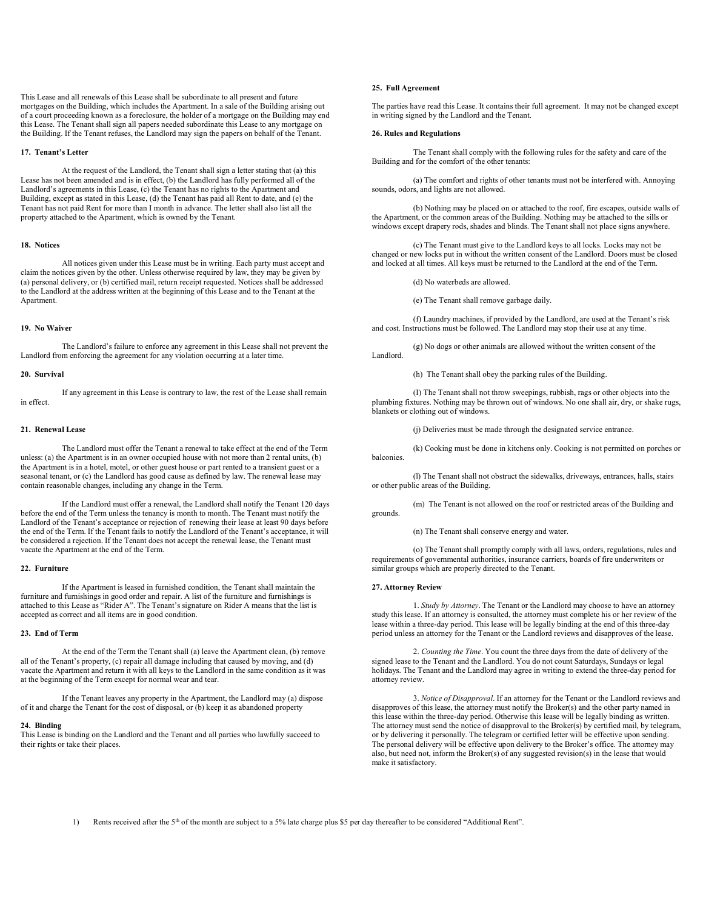This Lease and all renewals of this Lease shall be subordinate to all present and future mortgages on the Building, which includes the Apartment. In a sale of the Building arising out of a court proceeding known as a foreclosure, the holder of a mortgage on the Building may end this Lease. The Tenant shall sign all papers needed subordinate this Lease to any mortgage on the Building. If the Tenant refuses, the Landlord may sign the papers on behalf of the Tenant.

**17. Tenant's Letter**

At the request of the Landlord, the Tenant shall sign a letter stating that (a) this Lease has not been amended and is in effect, (b) the Landlord has fully performed all of the Landlord's agreements in this Lease, (c) the Tenant has no rights to the Apartment and Building, except as stated in this Lease, (d) the Tenant has paid all Rent to date, and (e) the Tenant has not paid Rent for more than I month in advance. The letter shall also list all the property attached to the Apartment, which is owned by the Tenant.

**18. Notices**

All notices given under this Lease must be in writing. Each party must accept and claim the notices given by the other. Unless otherwise required by law, they may be given by (a) personal delivery, or (b) certified mail, return receipt requested. Notices shall be addressed to the Landlord at the address written at the beginning of this Lease and to the Tenant at the Apartment.

**19. No Waiver**

The Landlord's failure to enforce any agreement in this Lease shall not prevent the Landlord from enforcing the agreement for any violation occurring at a later time.

**20. Survival**

If any agreement in this Lease is contrary to law, the rest of the Lease shall remain in effect.

**21. Renewal Lease**

The Landlord must offer the Tenant a renewal to take effect at the end of the Term unless: (a) the Apartment is in an owner occupied house with not more than 2 rental units, (b) the Apartment is in a hotel, motel, or other guest house or part rented to a transient guest or a seasonal tenant, or (c) the Landlord has good cause as defined by law. The renewal lease may contain reasonable changes, including any change in the Term.

If the Landlord must offer a renewal, the Landlord shall notify the Tenant 120 days before the end of the Term unless the tenancy is month to month. The Tenant must notify the Landlord of the Tenant's acceptance or rejection of renewing their lease at least 90 days before the end of the Term. If the Tenant fails to notify the Landlord of the Tenant's acceptance, it will be considered a rejection. If the Tenant does not accept the renewal lease, the Tenant must vacate the Apartment at the end of the Term.

**22. Furniture**

If the Apartment is leased in furnished condition, the Tenant shall maintain the furniture and furnishings in good order and repair. A list of the furniture and furnishings is attached to this Lease as "Rider A". The Tenant's signature on Rider A means that the list is accepted as correct and all items are in good condition.

**23. End of Term**

At the end of the Term the Tenant shall (a) leave the Apartment clean, (b) remove all of the Tenant's property, (c) repair all damage including that caused by moving, and (d) vacate the Apartment and return it with all keys to the Landlord in the same condition as it was at the beginning of the Term except for normal wear and tear.

If the Tenant leaves any property in the Apartment, the Landlord may (a) dispose of it and charge the Tenant for the cost of disposal, or (b) keep it as abandoned property

**24. Binding**

This Lease is binding on the Landlord and the Tenant and all parties who lawfully succeed to their rights or take their places.

**25. Full Agreement**

The parties have read this Lease. It contains their full agreement. It may not be changed except in writing signed by the Landlord and the Tenant.

**26. Rules and Regulations**

The Tenant shall comply with the following rules for the safety and care of the Building and for the comfort of the other tenants:

(a) The comfort and rights of other tenants must not be interfered with. Annoying sounds, odors, and lights are not allowed.

(b) Nothing may be placed on or attached to the roof, fire escapes, outside walls of the Apartment, or the common areas of the Building. Nothing may be attached to the sills or windows except drapery rods, shades and blinds. The Tenant shall not place signs anywhere.

(c) The Tenant must give to the Landlord keys to all locks. Locks may not be changed or new locks put in without the written consent of the Landlord. Doors must be closed and locked at all times. All keys must be returned to the Landlord at the end of the Term.

(d) No waterbeds are allowed.

(e) The Tenant shall remove garbage daily.

(f) Laundry machines, if provided by the Landlord, are used at the Tenant's risk and cost. Instructions must be followed. The Landlord may stop their use at any time.

(g) No dogs or other animals are allowed without the written consent of the Landlord.

(h) The Tenant shall obey the parking rules of the Building.

(I) The Tenant shall not throw sweepings, rubbish, rags or other objects into the plumbing fixtures. Nothing may be thrown out of windows. No one shall air, dry, or shake rugs, blankets or clothing out of windows.

(j) Deliveries must be made through the designated service entrance.

(k) Cooking must be done in kitchens only. Cooking is not permitted on porches or balconies.

(l) The Tenant shall not obstruct the sidewalks, driveways, entrances, halls, stairs or other public areas of the Building.

(m) The Tenant is not allowed on the roof or restricted areas of the Building and grounds.

(n) The Tenant shall conserve energy and water.

(o) The Tenant shall promptly comply with all laws, orders, regulations, rules and requirements of governmental authorities, insurance carriers, boards of fire underwriters or similar groups which are properly directed to the Tenant.

**27. Attorney Review**

1. *Study by Attorney*. The Tenant or the Landlord may choose to have an attorney study this lease. If an attorney is consulted, the attorney must complete his or her review of the lease within a three-day period. This lease will be legally binding at the end of this three-day period unless an attorney for the Tenant or the Landlord reviews and disapproves of the lease.

2. *Counting the Time*. You count the three days from the date of delivery of the signed lease to the Tenant and the Landlord. You do not count Saturdays, Sundays or legal holidays. The Tenant and the Landlord may agree in writing to extend the three-day period for attorney review.

3. *Notice of Disapproval*. If an attorney for the Tenant or the Landlord reviews and disapproves of this lease, the attorney must notify the Broker(s) and the other party named in this lease within the three-day period. Otherwise this lease will be legally binding as written. The attorney must send the notice of disapproval to the Broker(s) by certified mail, by telegram, or by delivering it personally. The telegram or certified letter will be effective upon sending. The personal delivery will be effective upon delivery to the Broker's office. The attorney may also, but need not, inform the Broker(s) of any suggested revision(s) in the lease that would make it satisfactory.

1) Rents received after the 5th of the month are subject to a 5% late charge plus $5 per day thereafter to be considered "Additional Rent".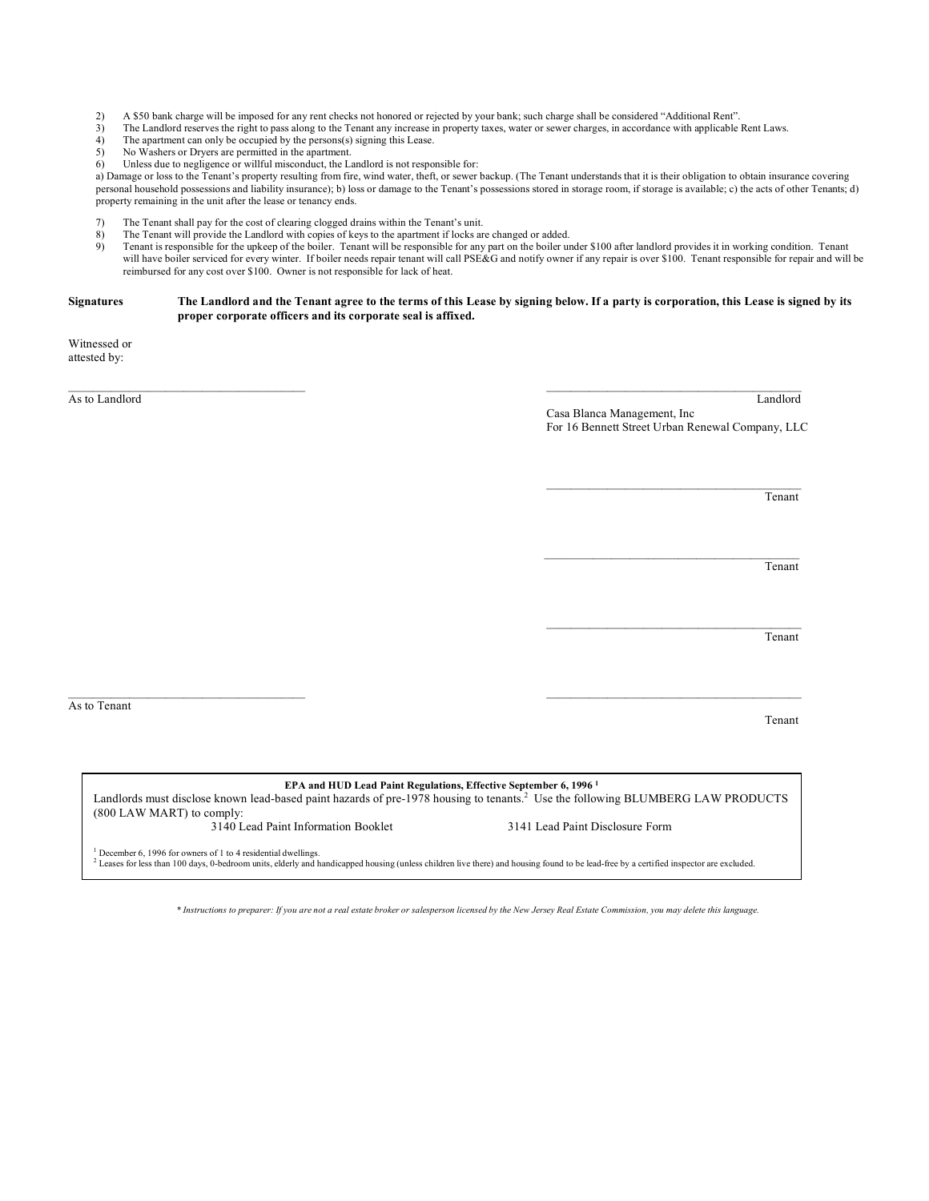2) A $50 bank charge will be imposed for any rent checks not honored or rejected by your bank; such charge shall be considered "Additional Rent".
3) The Landlord reserves the right to pass along to the Tenant any increase in property taxes, water or sewer charges, in accordance with applicable Rent Laws.
4) The apartment can only be occupied by the persons(s) signing this Lease.
5) No Washers or Dryers are permitted in the apartment.
6) Unless due to negligence or willful misconduct, the Landlord is not responsible for:

a) Damage or loss to the Tenant's property resulting from fire, wind water, theft, or sewer backup. (The Tenant understands that it is their obligation to obtain insurance covering personal household possessions and liability insurance); b) loss or damage to the Tenant's possessions stored in storage room, if storage is available; c) the acts of other Tenants; d) property remaining in the unit after the lease or tenancy ends.

7) The Tenant shall pay for the cost of clearing clogged drains within the Tenant's unit.
8) The Tenant will provide the Landlord with copies of keys to the apartment if locks are changed or added.
9) Tenant is responsible for the upkeep of the boiler. Tenant will be responsible for any part on the boiler under $100 after landlord provides it in working condition. Tenant will have boiler serviced for every winter. If boiler needs repair tenant will call PSE&G and notify owner if any repair is over $100. Tenant responsible for repair and will be reimbursed for any cost over $100. Owner is not responsible for lack of heat.

**Signatures** **The Landlord and the Tenant agree to the terms of this Lease by signing below. If a party is corporation, this Lease is signed by its proper corporate officers and its corporate seal is affixed.**

Witnessed or
attested by:

\_\_\_\_\_\_\_\_\_\_\_\_\_\_\_\_\_\_\_\_\_\_\_\_\_\_\_\_\_\_\_\_\_\_\_\_\_\_\_\_
As to Landlord

\_\_\_\_\_\_\_\_\_\_\_\_\_\_\_\_\_\_\_\_\_\_\_\_\_\_\_\_\_\_\_\_\_\_\_\_\_\_\_\_
Landlord
Casa Blanca Management, Inc
For 16 Bennett Street Urban Renewal Company, LLC

\_\_\_\_\_\_\_\_\_\_\_\_\_\_\_\_\_\_\_\_\_\_\_\_\_\_\_\_\_\_\_\_\_\_\_\_\_\_\_\_
Tenant

\_\_\_\_\_\_\_\_\_\_\_\_\_\_\_\_\_\_\_\_\_\_\_\_\_\_\_\_\_\_\_\_\_\_\_\_\_\_\_\_
Tenant

\_\_\_\_\_\_\_\_\_\_\_\_\_\_\_\_\_\_\_\_\_\_\_\_\_\_\_\_\_\_\_\_\_\_\_\_\_\_\_\_
Tenant

\_\_\_\_\_\_\_\_\_\_\_\_\_\_\_\_\_\_\_\_\_\_\_\_\_\_\_\_\_\_\_\_\_\_\_\_\_\_\_\_
As to Tenant

\_\_\_\_\_\_\_\_\_\_\_\_\_\_\_\_\_\_\_\_\_\_\_\_\_\_\_\_\_\_\_\_\_\_\_\_\_\_\_\_
Tenant

**EPA and HUD Lead Paint Regulations, Effective September 6, 1996 [1]**

Landlords must disclose known lead-based paint hazards of pre-1978 housing to tenants.[2] Use the following BLUMBERG LAW PRODUCTS (800 LAW MART) to comply:

3140 Lead Paint Information Booklet  3141 Lead Paint Disclosure Form

[1] December 6, 1996 for owners of 1 to 4 residential dwellings.
[2] Leases for less than 100 days, 0-bedroom units, elderly and handicapped housing (unless children live there) and housing found to be lead-free by a certified inspector are excluded.

*\* Instructions to preparer: If you are not a real estate broker or salesperson licensed by the New Jersey Real Estate Commission, you may delete this language.*